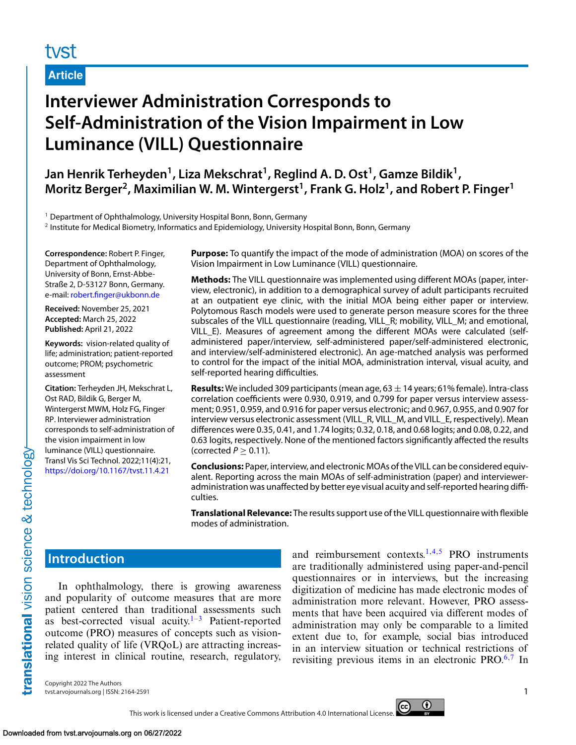Article

# Interviewer Administration Corresponds to Self-Administration of the Vision Impairment in Low Luminance (VILL) Questionnaire

**Jan Henrik Terheyden[1], Liza Mekschrat[1], Reglind A. D. Ost[1], Gamze Bildik[1], Moritz Berger[2], Maximilian W. M. Wintergerst[1], Frank G. Holz[1], and Robert P. Finger[1]**

[1] Department of Ophthalmology, University Hospital Bonn, Bonn, Germany

[2] Institute for Medical Biometry, Informatics and Epidemiology, University Hospital Bonn, Bonn, Germany

**Correspondence:** Robert P. Finger, Department of Ophthalmology, University of Bonn, Ernst-Abbe-Straße 2, D-53127 Bonn, Germany. e-mail: robert.finger@ukbonn.de

**Received:** November 25, 2021
**Accepted:** March 25, 2022
**Published:** April 21, 2022

**Keywords:** vision-related quality of life; administration; patient-reported outcome; PROM; psychometric assessment

**Citation:** Terheyden JH, Mekschrat L, Ost RAD, Bildik G, Berger M, Wintergerst MWM, Holz FG, Finger RP. Interviewer administration corresponds to self-administration of the vision impairment in low luminance (VILL) questionnaire. Transl Vis Sci Technol. 2022;11(4):21, https://doi.org/10.1167/tvst.11.4.21

**Purpose:** To quantify the impact of the mode of administration (MOA) on scores of the Vision Impairment in Low Luminance (VILL) questionnaire.

**Methods:** The VILL questionnaire was implemented using different MOAs (paper, interview, electronic), in addition to a demographical survey of adult participants recruited at an outpatient eye clinic, with the initial MOA being either paper or interview. Polytomous Rasch models were used to generate person measure scores for the three subscales of the VILL questionnaire (reading, VILL_R; mobility, VILL_M; and emotional, VILL_E). Measures of agreement among the different MOAs were calculated (self-administered paper/interview, self-administered paper/self-administered electronic, and interview/self-administered electronic). An age-matched analysis was performed to control for the impact of the initial MOA, administration interval, visual acuity, and self-reported hearing difficulties.

**Results:** We included 309 participants (mean age, $63 \pm 14$ years; 61% female). Intra-class correlation coefficients were 0.930, 0.919, and 0.799 for paper versus interview assessment; 0.951, 0.959, and 0.916 for paper versus electronic; and 0.967, 0.955, and 0.907 for interview versus electronic assessment (VILL_R, VILL_M, and VILL_E, respectively). Mean differences were 0.35, 0.41, and 1.74 logits; 0.32, 0.18, and 0.68 logits; and 0.08, 0.22, and 0.63 logits, respectively. None of the mentioned factors significantly affected the results (corrected $P \geq 0.11$).

**Conclusions:** Paper, interview, and electronic MOAs of the VILL can be considered equivalent. Reporting across the main MOAs of self-administration (paper) and interviewer-administration was unaffected by better eye visual acuity and self-reported hearing difficulties.

**Translational Relevance:** The results support use of the VILL questionnaire with flexible modes of administration.

## Introduction

In ophthalmology, there is growing awareness and popularity of outcome measures that are more patient centered than traditional assessments such as best-corrected visual acuity.[1–3] Patient-reported outcome (PRO) measures of concepts such as vision-related quality of life (VRQoL) are attracting increasing interest in clinical routine, research, regulatory, and reimbursement contexts.[1,4,5] PRO instruments are traditionally administered using paper-and-pencil questionnaires or in interviews, but the increasing digitization of medicine has made electronic modes of administration more relevant. However, PRO assessments that have been acquired via different modes of administration may only be comparable to a limited extent due to, for example, social bias introduced in an interview situation or technical restrictions of revisiting previous items in an electronic PRO.[6,7] In

Copyright 2022 The Authors
tvst.arvojournals.org | ISSN: 2164-2591

This work is licensed under a Creative Commons Attribution 4.0 International License.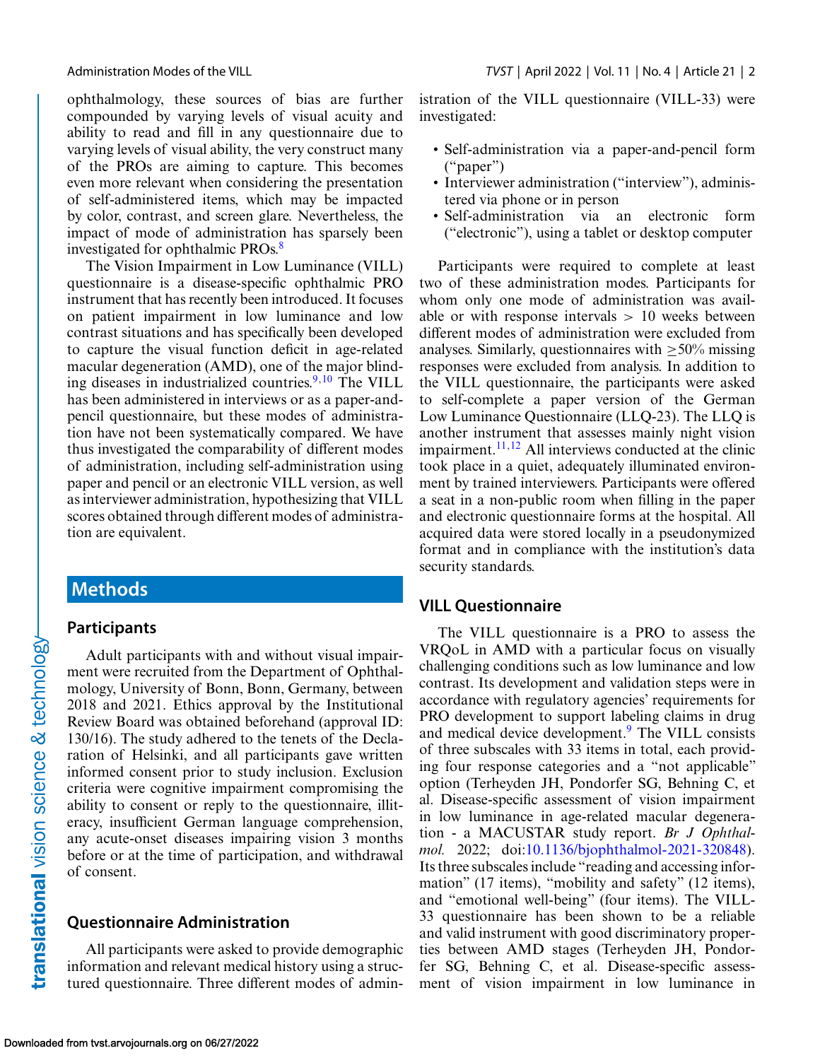ophthalmology, these sources of bias are further compounded by varying levels of visual acuity and ability to read and fill in any questionnaire due to varying levels of visual ability, the very construct many of the PROs are aiming to capture. This becomes even more relevant when considering the presentation of self-administered items, which may be impacted by color, contrast, and screen glare. Nevertheless, the impact of mode of administration has sparsely been investigated for ophthalmic PROs.[8]

The Vision Impairment in Low Luminance (VILL) questionnaire is a disease-specific ophthalmic PRO instrument that has recently been introduced. It focuses on patient impairment in low luminance and low contrast situations and has specifically been developed to capture the visual function deficit in age-related macular degeneration (AMD), one of the major blinding diseases in industrialized countries.[9,10] The VILL has been administered in interviews or as a paper-and-pencil questionnaire, but these modes of administration have not been systematically compared. We have thus investigated the comparability of different modes of administration, including self-administration using paper and pencil or an electronic VILL version, as well as interviewer administration, hypothesizing that VILL scores obtained through different modes of administration are equivalent.

## Methods

### Participants

Adult participants with and without visual impairment were recruited from the Department of Ophthalmology, University of Bonn, Bonn, Germany, between 2018 and 2021. Ethics approval by the Institutional Review Board was obtained beforehand (approval ID: 130/16). The study adhered to the tenets of the Declaration of Helsinki, and all participants gave written informed consent prior to study inclusion. Exclusion criteria were cognitive impairment compromising the ability to consent or reply to the questionnaire, illiteracy, insufficient German language comprehension, any acute-onset diseases impairing vision 3 months before or at the time of participation, and withdrawal of consent.

### Questionnaire Administration

All participants were asked to provide demographic information and relevant medical history using a structured questionnaire. Three different modes of administration of the VILL questionnaire (VILL-33) were investigated:

- Self-administration via a paper-and-pencil form ("paper")
- Interviewer administration ("interview"), administered via phone or in person
- Self-administration via an electronic form ("electronic"), using a tablet or desktop computer

Participants were required to complete at least two of these administration modes. Participants for whom only one mode of administration was available or with response intervals > 10 weeks between different modes of administration were excluded from analyses. Similarly, questionnaires with ≥50% missing responses were excluded from analysis. In addition to the VILL questionnaire, the participants were asked to self-complete a paper version of the German Low Luminance Questionnaire (LLQ-23). The LLQ is another instrument that assesses mainly night vision impairment.[11,12] All interviews conducted at the clinic took place in a quiet, adequately illuminated environment by trained interviewers. Participants were offered a seat in a non-public room when filling in the paper and electronic questionnaire forms at the hospital. All acquired data were stored locally in a pseudonymized format and in compliance with the institution's data security standards.

### VILL Questionnaire

The VILL questionnaire is a PRO to assess the VRQoL in AMD with a particular focus on visually challenging conditions such as low luminance and low contrast. Its development and validation steps were in accordance with regulatory agencies' requirements for PRO development to support labeling claims in drug and medical device development.[9] The VILL consists of three subscales with 33 items in total, each providing four response categories and a "not applicable" option (Terheyden JH, Pondorfer SG, Behning C, et al. Disease-specific assessment of vision impairment in low luminance in age-related macular degeneration - a MACUSTAR study report. *Br J Ophthalmol.* 2022; doi:10.1136/bjophthalmol-2021-320848). Its three subscales include "reading and accessing information" (17 items), "mobility and safety" (12 items), and "emotional well-being" (four items). The VILL-33 questionnaire has been shown to be a reliable and valid instrument with good discriminatory properties between AMD stages (Terheyden JH, Pondorfer SG, Behning C, et al. Disease-specific assessment of vision impairment in low luminance in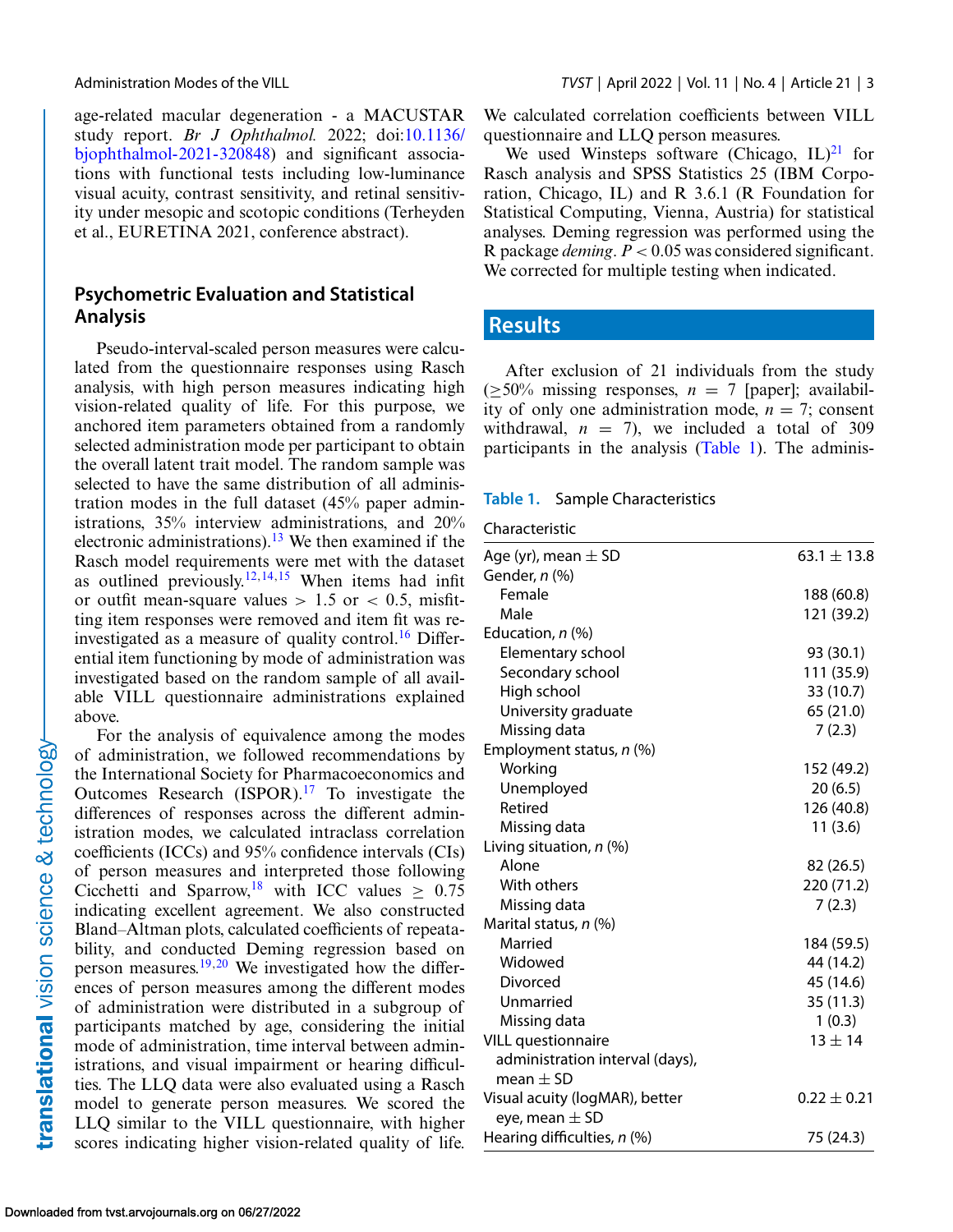age-related macular degeneration - a MACUSTAR study report. *Br J Ophthalmol.* 2022; doi:10.1136/bjophthalmol-2021-320848) and significant associations with functional tests including low-luminance visual acuity, contrast sensitivity, and retinal sensitivity under mesopic and scotopic conditions (Terheyden et al., EURETINA 2021, conference abstract).

## Psychometric Evaluation and Statistical Analysis

Pseudo-interval-scaled person measures were calculated from the questionnaire responses using Rasch analysis, with high person measures indicating high vision-related quality of life. For this purpose, we anchored item parameters obtained from a randomly selected administration mode per participant to obtain the overall latent trait model. The random sample was selected to have the same distribution of all administration modes in the full dataset (45% paper administrations, 35% interview administrations, and 20% electronic administrations).[13] We then examined if the Rasch model requirements were met with the dataset as outlined previously.[12,14,15] When items had infit or outfit mean-square values > 1.5 or < 0.5, misfitting item responses were removed and item fit was re-investigated as a measure of quality control.[16] Differential item functioning by mode of administration was investigated based on the random sample of all available VILL questionnaire administrations explained above.

For the analysis of equivalence among the modes of administration, we followed recommendations by the International Society for Pharmacoeconomics and Outcomes Research (ISPOR).[17] To investigate the differences of responses across the different administration modes, we calculated intraclass correlation coefficients (ICCs) and 95% confidence intervals (CIs) of person measures and interpreted those following Cicchetti and Sparrow,[18] with ICC values $\geq$ 0.75 indicating excellent agreement. We also constructed Bland–Altman plots, calculated coefficients of repeatability, and conducted Deming regression based on person measures.[19,20] We investigated how the differences of person measures among the different modes of administration were distributed in a subgroup of participants matched by age, considering the initial mode of administration, time interval between administrations, and visual impairment or hearing difficulties. The LLQ data were also evaluated using a Rasch model to generate person measures. We scored the LLQ similar to the VILL questionnaire, with higher scores indicating higher vision-related quality of life. We calculated correlation coefficients between VILL questionnaire and LLQ person measures.

We used Winsteps software (Chicago, IL)[21] for Rasch analysis and SPSS Statistics 25 (IBM Corporation, Chicago, IL) and R 3.6.1 (R Foundation for Statistical Computing, Vienna, Austria) for statistical analyses. Deming regression was performed using the R package *deming*. $P < 0.05$ was considered significant. We corrected for multiple testing when indicated.

# Results

After exclusion of 21 individuals from the study ($\geq$50% missing responses, $n$ = 7 [paper]; availability of only one administration mode, $n$ = 7; consent withdrawal, $n$ = 7), we included a total of 309 participants in the analysis (Table 1). The adminis-

**Table 1.** Sample Characteristics

| Characteristic | |
|---|---|
| Age (yr), mean ± SD | 63.1 ± 13.8 |
| Gender, *n* (%) | |
| Female | 188 (60.8) |
| Male | 121 (39.2) |
| Education, *n* (%) | |
| Elementary school | 93 (30.1) |
| Secondary school | 111 (35.9) |
| High school | 33 (10.7) |
| University graduate | 65 (21.0) |
| Missing data | 7 (2.3) |
| Employment status, *n* (%) | |
| Working | 152 (49.2) |
| Unemployed | 20 (6.5) |
| Retired | 126 (40.8) |
| Missing data | 11 (3.6) |
| Living situation, *n* (%) | |
| Alone | 82 (26.5) |
| With others | 220 (71.2) |
| Missing data | 7 (2.3) |
| Marital status, *n* (%) | |
| Married | 184 (59.5) |
| Widowed | 44 (14.2) |
| Divorced | 45 (14.6) |
| Unmarried | 35 (11.3) |
| Missing data | 1 (0.3) |
| VILL questionnaire administration interval (days), mean ± SD | 13 ± 14 |
| Visual acuity (logMAR), better eye, mean ± SD | 0.22 ± 0.21 |
| Hearing difficulties, *n* (%) | 75 (24.3) |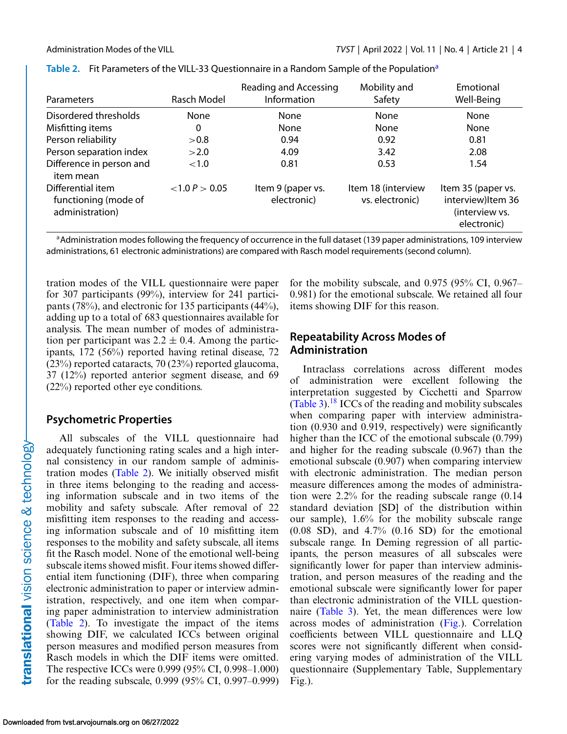**Table 2.** Fit Parameters of the VILL-33 Questionnaire in a Random Sample of the Population[a]

| Parameters | Rasch Model | Reading and Accessing Information | Mobility and Safety | Emotional Well-Being |
|---|---|---|---|---|
| Disordered thresholds | None | None | None | None |
| Misfitting items | 0 | None | None | None |
| Person reliability | >0.8 | 0.94 | 0.92 | 0.81 |
| Person separation index | >2.0 | 4.09 | 3.42 | 2.08 |
| Difference in person and item mean | <1.0 | 0.81 | 0.53 | 1.54 |
| Differential item functioning (mode of administration) | <1.0 $P > 0.05$ | Item 9 (paper vs. electronic) | Item 18 (interview vs. electronic) | Item 35 (paper vs. interview)Item 36 (interview vs. electronic) |

[a]Administration modes following the frequency of occurrence in the full dataset (139 paper administrations, 109 interview administrations, 61 electronic administrations) are compared with Rasch model requirements (second column).

tration modes of the VILL questionnaire were paper for 307 participants (99%), interview for 241 participants (78%), and electronic for 135 participants (44%), adding up to a total of 683 questionnaires available for analysis. The mean number of modes of administration per participant was 2.2 ± 0.4. Among the participants, 172 (56%) reported having retinal disease, 72 (23%) reported cataracts, 70 (23%) reported glaucoma, 37 (12%) reported anterior segment disease, and 69 (22%) reported other eye conditions.

## Psychometric Properties

All subscales of the VILL questionnaire had adequately functioning rating scales and a high internal consistency in our random sample of administration modes (Table 2). We initially observed misfit in three items belonging to the reading and accessing information subscale and in two items of the mobility and safety subscale. After removal of 22 misfitting item responses to the reading and accessing information subscale and of 10 misfitting item responses to the mobility and safety subscale, all items fit the Rasch model. None of the emotional well-being subscale items showed misfit. Four items showed differential item functioning (DIF), three when comparing electronic administration to paper or interview administration, respectively, and one item when comparing paper administration to interview administration (Table 2). To investigate the impact of the items showing DIF, we calculated ICCs between original person measures and modified person measures from Rasch models in which the DIF items were omitted. The respective ICCs were 0.999 (95% CI, 0.998–1.000) for the reading subscale, 0.999 (95% CI, 0.997–0.999) for the mobility subscale, and 0.975 (95% CI, 0.967–0.981) for the emotional subscale. We retained all four items showing DIF for this reason.

## Repeatability Across Modes of Administration

Intraclass correlations across different modes of administration were excellent following the interpretation suggested by Cicchetti and Sparrow (Table 3).[18] ICCs of the reading and mobility subscales when comparing paper with interview administration (0.930 and 0.919, respectively) were significantly higher than the ICC of the emotional subscale (0.799) and higher for the reading subscale (0.967) than the emotional subscale (0.907) when comparing interview with electronic administration. The median person measure differences among the modes of administration were 2.2% for the reading subscale range (0.14 standard deviation [SD] of the distribution within our sample), 1.6% for the mobility subscale range (0.08 SD), and 4.7% (0.16 SD) for the emotional subscale range. In Deming regression of all participants, the person measures of all subscales were significantly lower for paper than interview administration, and person measures of the reading and the emotional subscale were significantly lower for paper than electronic administration of the VILL questionnaire (Table 3). Yet, the mean differences were low across modes of administration (Fig.). Correlation coefficients between VILL questionnaire and LLQ scores were not significantly different when considering varying modes of administration of the VILL questionnaire (Supplementary Table, Supplementary Fig.).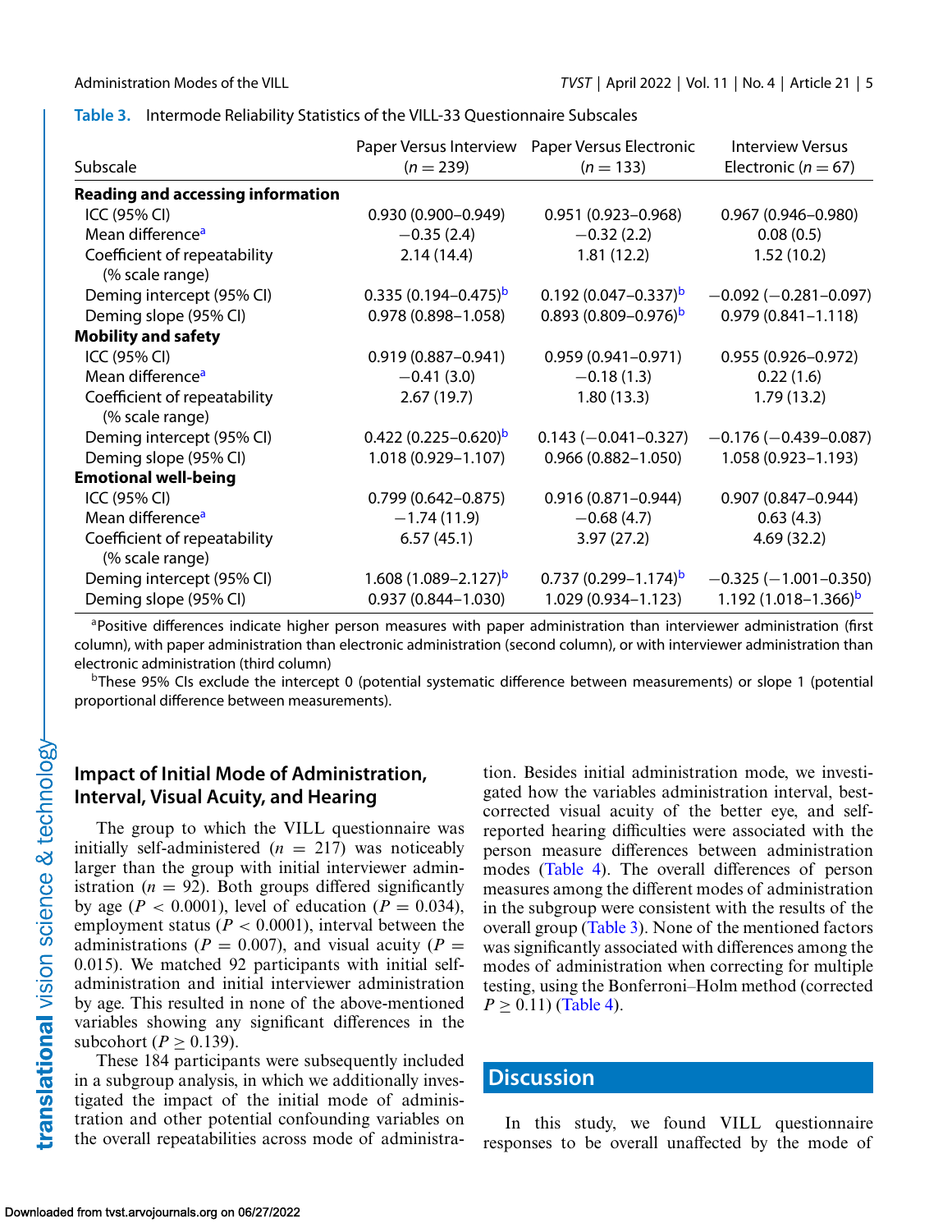**Table 3.** Intermode Reliability Statistics of the VILL-33 Questionnaire Subscales

| Subscale | Paper Versus Interview ($n = 239$) | Paper Versus Electronic ($n = 133$) | Interview Versus Electronic ($n = 67$) |
|---|---|---|---|
| **Reading and accessing information** | | | |
| ICC (95% CI) | 0.930 (0.900–0.949) | 0.951 (0.923–0.968) | 0.967 (0.946–0.980) |
| Mean difference[a] | −0.35 (2.4) | −0.32 (2.2) | 0.08 (0.5) |
| Coefficient of repeatability (% scale range) | 2.14 (14.4) | 1.81 (12.2) | 1.52 (10.2) |
| Deming intercept (95% CI) | 0.335 (0.194–0.475)[b] | 0.192 (0.047–0.337)[b] | −0.092 (−0.281–0.097) |
| Deming slope (95% CI) | 0.978 (0.898–1.058) | 0.893 (0.809–0.976)[b] | 0.979 (0.841–1.118) |
| **Mobility and safety** | | | |
| ICC (95% CI) | 0.919 (0.887–0.941) | 0.959 (0.941–0.971) | 0.955 (0.926–0.972) |
| Mean difference[a] | −0.41 (3.0) | −0.18 (1.3) | 0.22 (1.6) |
| Coefficient of repeatability (% scale range) | 2.67 (19.7) | 1.80 (13.3) | 1.79 (13.2) |
| Deming intercept (95% CI) | 0.422 (0.225–0.620)[b] | 0.143 (−0.041–0.327) | −0.176 (−0.439–0.087) |
| Deming slope (95% CI) | 1.018 (0.929–1.107) | 0.966 (0.882–1.050) | 1.058 (0.923–1.193) |
| **Emotional well-being** | | | |
| ICC (95% CI) | 0.799 (0.642–0.875) | 0.916 (0.871–0.944) | 0.907 (0.847–0.944) |
| Mean difference[a] | −1.74 (11.9) | −0.68 (4.7) | 0.63 (4.3) |
| Coefficient of repeatability (% scale range) | 6.57 (45.1) | 3.97 (27.2) | 4.69 (32.2) |
| Deming intercept (95% CI) | 1.608 (1.089–2.127)[b] | 0.737 (0.299–1.174)[b] | −0.325 (−1.001–0.350) |
| Deming slope (95% CI) | 0.937 (0.844–1.030) | 1.029 (0.934–1.123) | 1.192 (1.018–1.366)[b] |

[a]Positive differences indicate higher person measures with paper administration than interviewer administration (first column), with paper administration than electronic administration (second column), or with interviewer administration than electronic administration (third column)

[b]These 95% CIs exclude the intercept 0 (potential systematic difference between measurements) or slope 1 (potential proportional difference between measurements).

## Impact of Initial Mode of Administration, Interval, Visual Acuity, and Hearing

The group to which the VILL questionnaire was initially self-administered ($n = 217$) was noticeably larger than the group with initial interviewer administration ($n = 92$). Both groups differed significantly by age ($P < 0.0001$), level of education ($P = 0.034$), employment status ($P < 0.0001$), interval between the administrations ($P = 0.007$), and visual acuity ($P = 0.015$). We matched 92 participants with initial self-administration and initial interviewer administration by age. This resulted in none of the above-mentioned variables showing any significant differences in the subcohort ($P \geq 0.139$).

These 184 participants were subsequently included in a subgroup analysis, in which we additionally investigated the impact of the initial mode of administration and other potential confounding variables on the overall repeatabilities across mode of administration. Besides initial administration mode, we investigated how the variables administration interval, best-corrected visual acuity of the better eye, and self-reported hearing difficulties were associated with the person measure differences between administration modes (Table 4). The overall differences of person measures among the different modes of administration in the subgroup were consistent with the results of the overall group (Table 3). None of the mentioned factors was significantly associated with differences among the modes of administration when correcting for multiple testing, using the Bonferroni–Holm method (corrected $P \geq 0.11$) (Table 4).

## Discussion

In this study, we found VILL questionnaire responses to be overall unaffected by the mode of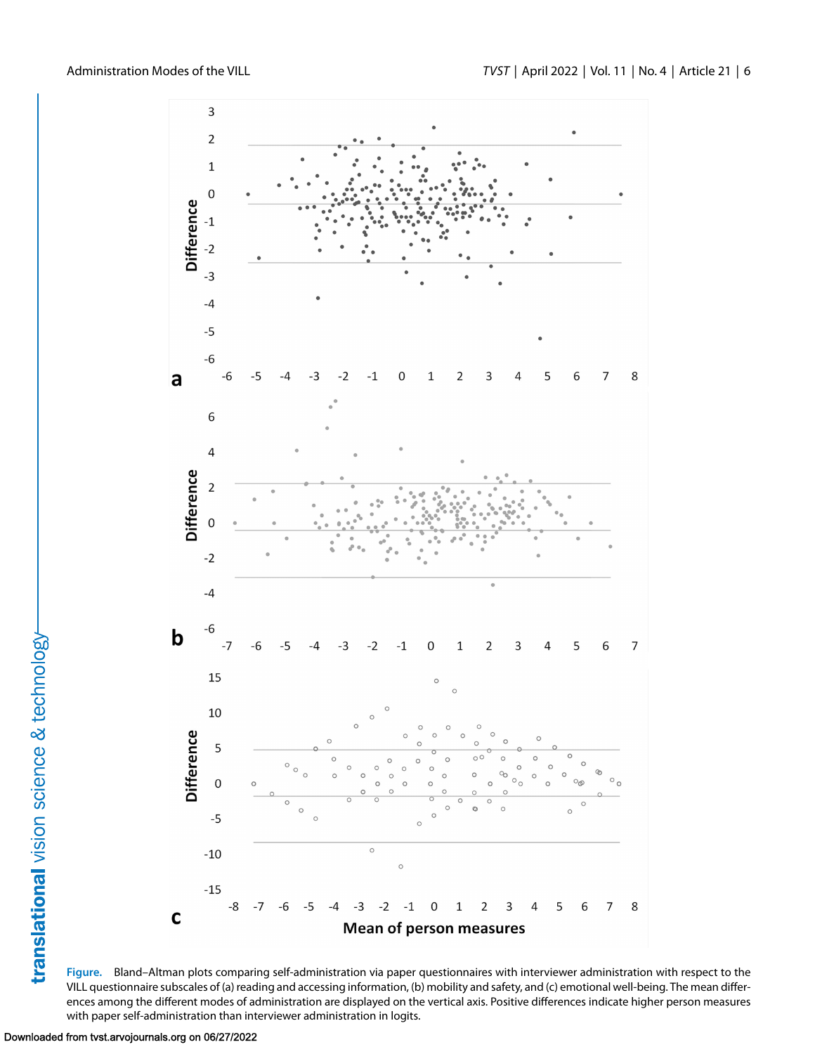**Figure.** Bland–Altman plots comparing self-administration via paper questionnaires with interviewer administration with respect to the VILL questionnaire subscales of (a) reading and accessing information, (b) mobility and safety, and (c) emotional well-being. The mean differences among the different modes of administration are displayed on the vertical axis. Positive differences indicate higher person measures with paper self-administration than interviewer administration in logits.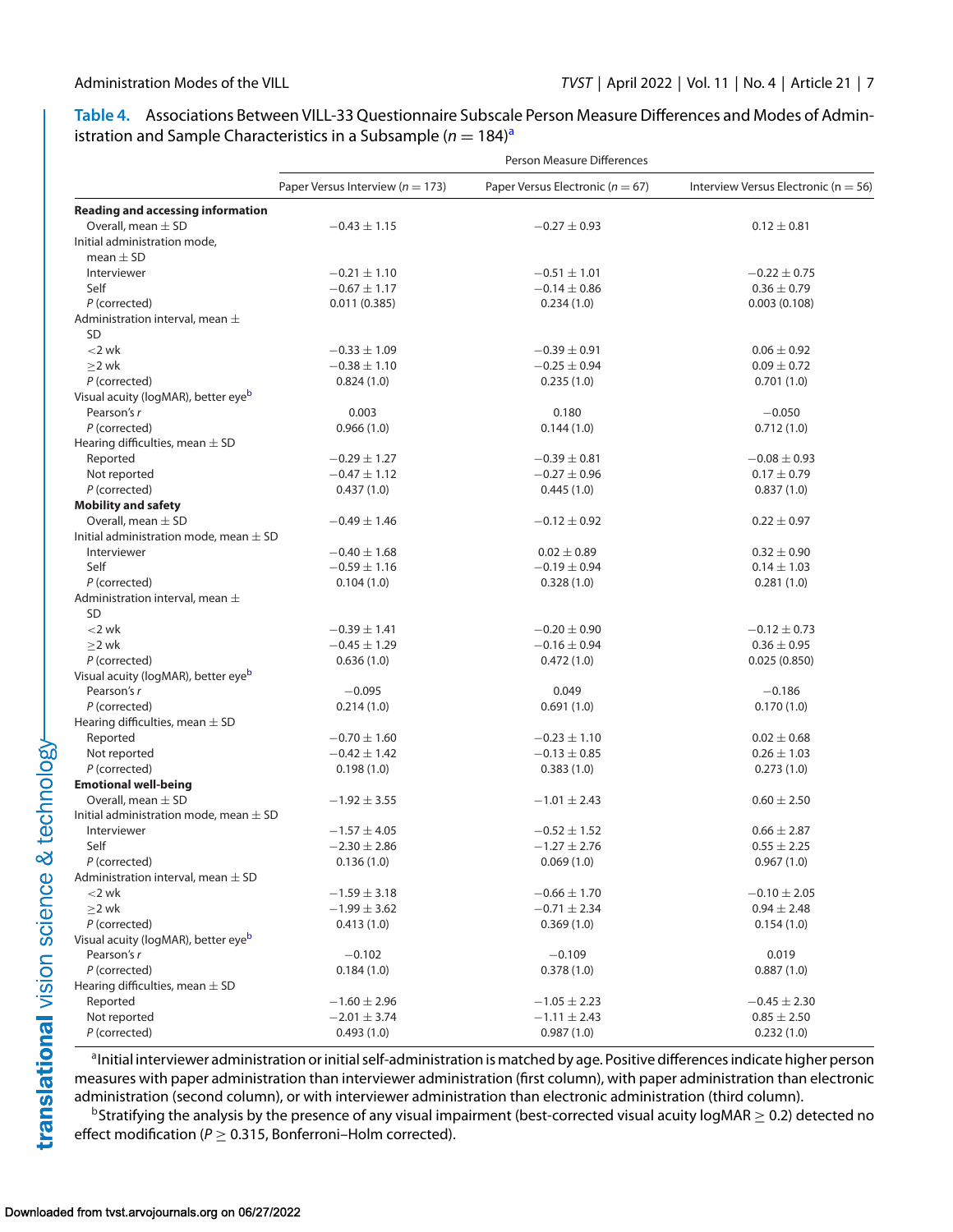**Table 4.** Associations Between VILL-33 Questionnaire Subscale Person Measure Differences and Modes of Administration and Sample Characteristics in a Subsample ($n = 184$)[a]

| | Person Measure Differences | | |
|---|---|---|---|
| | Paper Versus Interview ($n = 173$) | Paper Versus Electronic ($n = 67$) | Interview Versus Electronic (n = 56) |
| **Reading and accessing information** | | | |
| Overall, mean ± SD | −0.43 ± 1.15 | −0.27 ± 0.93 | 0.12 ± 0.81 |
| Initial administration mode, mean ± SD | | | |
| Interviewer | −0.21 ± 1.10 | −0.51 ± 1.01 | −0.22 ± 0.75 |
| Self | −0.67 ± 1.17 | −0.14 ± 0.86 | 0.36 ± 0.79 |
| *P* (corrected) | 0.011 (0.385) | 0.234 (1.0) | 0.003 (0.108) |
| Administration interval, mean ± SD | | | |
| <2 wk | −0.33 ± 1.09 | −0.39 ± 0.91 | 0.06 ± 0.92 |
| ≥2 wk | −0.38 ± 1.10 | −0.25 ± 0.94 | 0.09 ± 0.72 |
| *P* (corrected) | 0.824 (1.0) | 0.235 (1.0) | 0.701 (1.0) |
| Visual acuity (logMAR), better eye[b] | | | |
| Pearson's *r* | 0.003 | 0.180 | −0.050 |
| *P* (corrected) | 0.966 (1.0) | 0.144 (1.0) | 0.712 (1.0) |
| Hearing difficulties, mean ± SD | | | |
| Reported | −0.29 ± 1.27 | −0.39 ± 0.81 | −0.08 ± 0.93 |
| Not reported | −0.47 ± 1.12 | −0.27 ± 0.96 | 0.17 ± 0.79 |
| *P* (corrected) | 0.437 (1.0) | 0.445 (1.0) | 0.837 (1.0) |
| **Mobility and safety** | | | |
| Overall, mean ± SD | −0.49 ± 1.46 | −0.12 ± 0.92 | 0.22 ± 0.97 |
| Initial administration mode, mean ± SD | | | |
| Interviewer | −0.40 ± 1.68 | 0.02 ± 0.89 | 0.32 ± 0.90 |
| Self | −0.59 ± 1.16 | −0.19 ± 0.94 | 0.14 ± 1.03 |
| *P* (corrected) | 0.104 (1.0) | 0.328 (1.0) | 0.281 (1.0) |
| Administration interval, mean ± SD | | | |
| <2 wk | −0.39 ± 1.41 | −0.20 ± 0.90 | −0.12 ± 0.73 |
| ≥2 wk | −0.45 ± 1.29 | −0.16 ± 0.94 | 0.36 ± 0.95 |
| *P* (corrected) | 0.636 (1.0) | 0.472 (1.0) | 0.025 (0.850) |
| Visual acuity (logMAR), better eye[b] | | | |
| Pearson's *r* | −0.095 | 0.049 | −0.186 |
| *P* (corrected) | 0.214 (1.0) | 0.691 (1.0) | 0.170 (1.0) |
| Hearing difficulties, mean ± SD | | | |
| Reported | −0.70 ± 1.60 | −0.23 ± 1.10 | 0.02 ± 0.68 |
| Not reported | −0.42 ± 1.42 | −0.13 ± 0.85 | 0.26 ± 1.03 |
| *P* (corrected) | 0.198 (1.0) | 0.383 (1.0) | 0.273 (1.0) |
| **Emotional well-being** | | | |
| Overall, mean ± SD | −1.92 ± 3.55 | −1.01 ± 2.43 | 0.60 ± 2.50 |
| Initial administration mode, mean ± SD | | | |
| Interviewer | −1.57 ± 4.05 | −0.52 ± 1.52 | 0.66 ± 2.87 |
| Self | −2.30 ± 2.86 | −1.27 ± 2.76 | 0.55 ± 2.25 |
| *P* (corrected) | 0.136 (1.0) | 0.069 (1.0) | 0.967 (1.0) |
| Administration interval, mean ± SD | | | |
| <2 wk | −1.59 ± 3.18 | −0.66 ± 1.70 | −0.10 ± 2.05 |
| ≥2 wk | −1.99 ± 3.62 | −0.71 ± 2.34 | 0.94 ± 2.48 |
| *P* (corrected) | 0.413 (1.0) | 0.369 (1.0) | 0.154 (1.0) |
| Visual acuity (logMAR), better eye[b] | | | |
| Pearson's *r* | −0.102 | −0.109 | 0.019 |
| *P* (corrected) | 0.184 (1.0) | 0.378 (1.0) | 0.887 (1.0) |
| Hearing difficulties, mean ± SD | | | |
| Reported | −1.60 ± 2.96 | −1.05 ± 2.23 | −0.45 ± 2.30 |
| Not reported | −2.01 ± 3.74 | −1.11 ± 2.43 | 0.85 ± 2.50 |
| *P* (corrected) | 0.493 (1.0) | 0.987 (1.0) | 0.232 (1.0) |

[a]Initial interviewer administration or initial self-administration is matched by age. Positive differences indicate higher person measures with paper administration than interviewer administration (first column), with paper administration than electronic administration (second column), or with interviewer administration than electronic administration (third column).

[b]Stratifying the analysis by the presence of any visual impairment (best-corrected visual acuity logMAR ≥ 0.2) detected no effect modification ($P \geq 0.315$, Bonferroni–Holm corrected).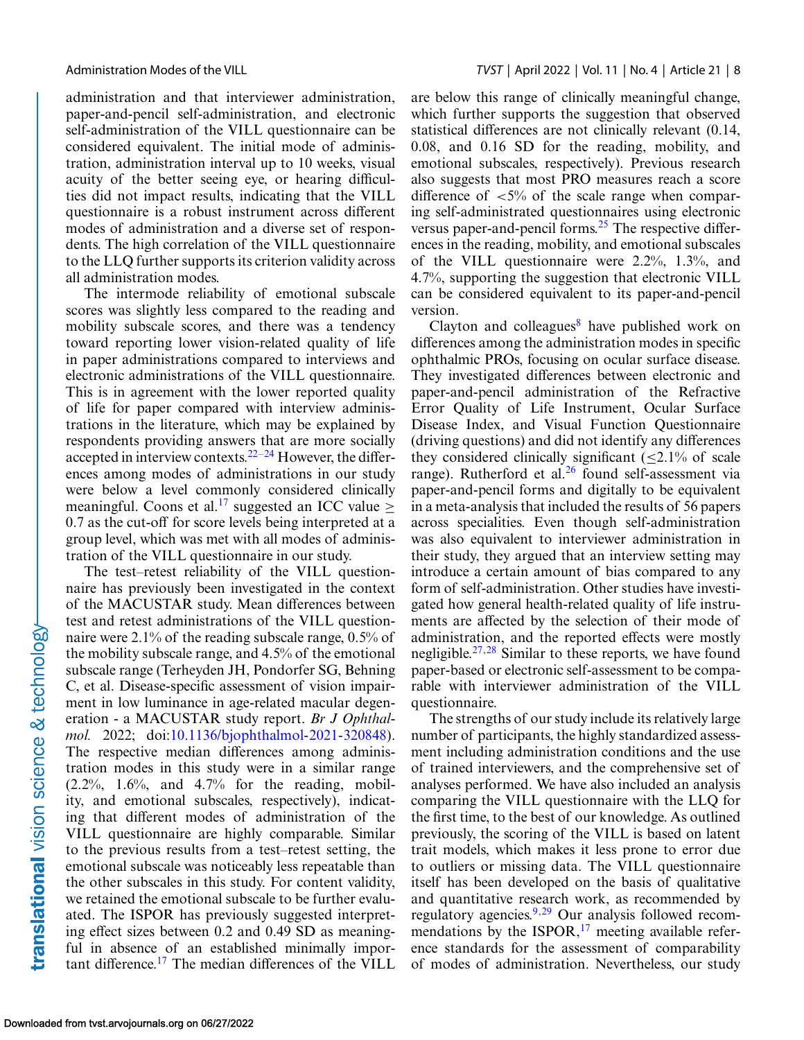administration and that interviewer administration, paper-and-pencil self-administration, and electronic self-administration of the VILL questionnaire can be considered equivalent. The initial mode of administration, administration interval up to 10 weeks, visual acuity of the better seeing eye, or hearing difficulties did not impact results, indicating that the VILL questionnaire is a robust instrument across different modes of administration and a diverse set of respondents. The high correlation of the VILL questionnaire to the LLQ further supports its criterion validity across all administration modes.

The intermode reliability of emotional subscale scores was slightly less compared to the reading and mobility subscale scores, and there was a tendency toward reporting lower vision-related quality of life in paper administrations compared to interviews and electronic administrations of the VILL questionnaire. This is in agreement with the lower reported quality of life for paper compared with interview administrations in the literature, which may be explained by respondents providing answers that are more socially accepted in interview contexts.[22–24] However, the differences among modes of administrations in our study were below a level commonly considered clinically meaningful. Coons et al.[17] suggested an ICC value $\geq$ 0.7 as the cut-off for score levels being interpreted at a group level, which was met with all modes of administration of the VILL questionnaire in our study.

The test–retest reliability of the VILL questionnaire has previously been investigated in the context of the MACUSTAR study. Mean differences between test and retest administrations of the VILL questionnaire were 2.1% of the reading subscale range, 0.5% of the mobility subscale range, and 4.5% of the emotional subscale range (Terheyden JH, Pondorfer SG, Behning C, et al. Disease-specific assessment of vision impairment in low luminance in age-related macular degeneration - a MACUSTAR study report. *Br J Ophthalmol.* 2022; doi:10.1136/bjophthalmol-2021-320848). The respective median differences among administration modes in this study were in a similar range (2.2%, 1.6%, and 4.7% for the reading, mobility, and emotional subscales, respectively), indicating that different modes of administration of the VILL questionnaire are highly comparable. Similar to the previous results from a test–retest setting, the emotional subscale was noticeably less repeatable than the other subscales in this study. For content validity, we retained the emotional subscale to be further evaluated. The ISPOR has previously suggested interpreting effect sizes between 0.2 and 0.49 SD as meaningful in absence of an established minimally important difference.[17] The median differences of the VILL are below this range of clinically meaningful change, which further supports the suggestion that observed statistical differences are not clinically relevant (0.14, 0.08, and 0.16 SD for the reading, mobility, and emotional subscales, respectively). Previous research also suggests that most PRO measures reach a score difference of <5% of the scale range when comparing self-administrated questionnaires using electronic versus paper-and-pencil forms.[25] The respective differences in the reading, mobility, and emotional subscales of the VILL questionnaire were 2.2%, 1.3%, and 4.7%, supporting the suggestion that electronic VILL can be considered equivalent to its paper-and-pencil version.

Clayton and colleagues[8] have published work on differences among the administration modes in specific ophthalmic PROs, focusing on ocular surface disease. They investigated differences between electronic and paper-and-pencil administration of the Refractive Error Quality of Life Instrument, Ocular Surface Disease Index, and Visual Function Questionnaire (driving questions) and did not identify any differences they considered clinically significant ($\leq$2.1% of scale range). Rutherford et al.[26] found self-assessment via paper-and-pencil forms and digitally to be equivalent in a meta-analysis that included the results of 56 papers across specialities. Even though self-administration was also equivalent to interviewer administration in their study, they argued that an interview setting may introduce a certain amount of bias compared to any form of self-administration. Other studies have investigated how general health-related quality of life instruments are affected by the selection of their mode of administration, and the reported effects were mostly negligible.[27,28] Similar to these reports, we have found paper-based or electronic self-assessment to be comparable with interviewer administration of the VILL questionnaire.

The strengths of our study include its relatively large number of participants, the highly standardized assessment including administration conditions and the use of trained interviewers, and the comprehensive set of analyses performed. We have also included an analysis comparing the VILL questionnaire with the LLQ for the first time, to the best of our knowledge. As outlined previously, the scoring of the VILL is based on latent trait models, which makes it less prone to error due to outliers or missing data. The VILL questionnaire itself has been developed on the basis of qualitative and quantitative research work, as recommended by regulatory agencies.[9,29] Our analysis followed recommendations by the ISPOR,[17] meeting available reference standards for the assessment of comparability of modes of administration. Nevertheless, our study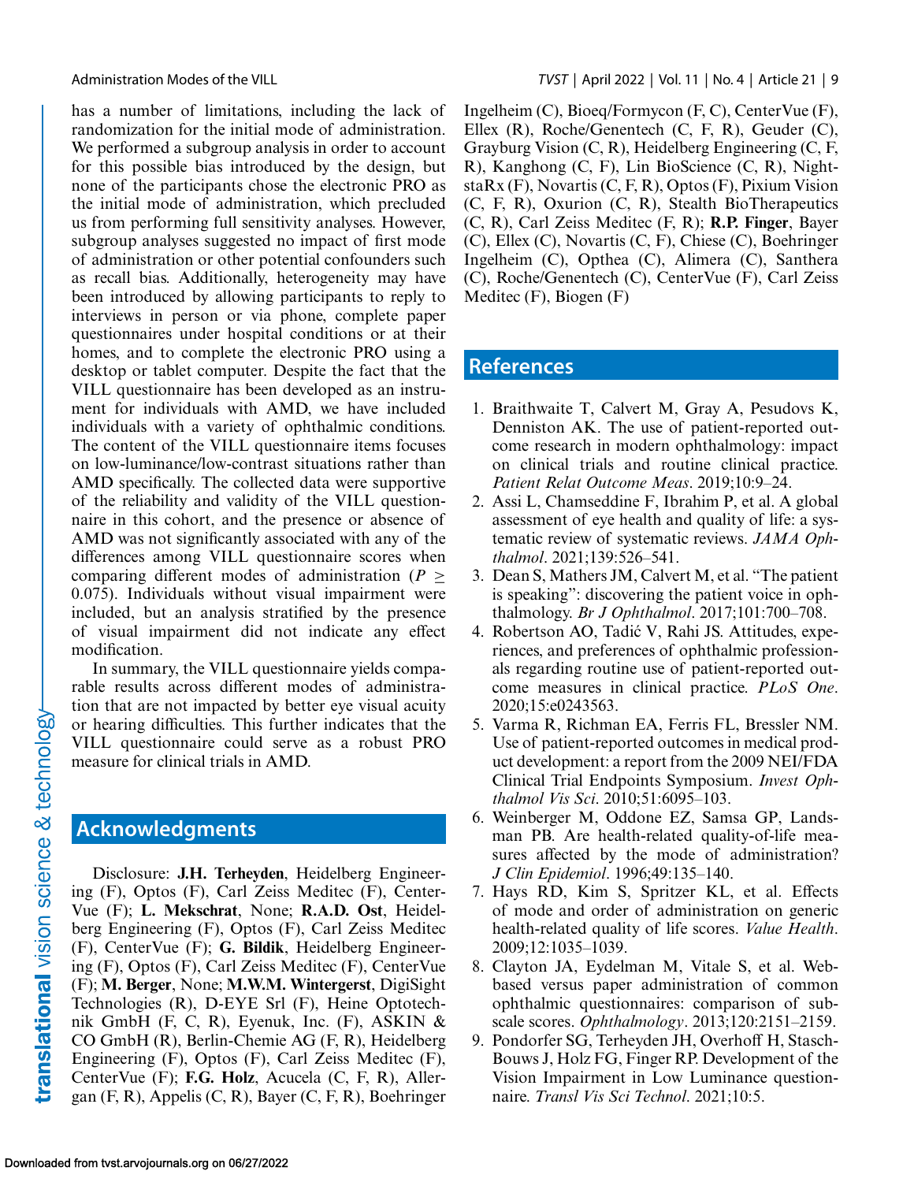has a number of limitations, including the lack of randomization for the initial mode of administration. We performed a subgroup analysis in order to account for this possible bias introduced by the design, but none of the participants chose the electronic PRO as the initial mode of administration, which precluded us from performing full sensitivity analyses. However, subgroup analyses suggested no impact of first mode of administration or other potential confounders such as recall bias. Additionally, heterogeneity may have been introduced by allowing participants to reply to interviews in person or via phone, complete paper questionnaires under hospital conditions or at their homes, and to complete the electronic PRO using a desktop or tablet computer. Despite the fact that the VILL questionnaire has been developed as an instrument for individuals with AMD, we have included individuals with a variety of ophthalmic conditions. The content of the VILL questionnaire items focuses on low-luminance/low-contrast situations rather than AMD specifically. The collected data were supportive of the reliability and validity of the VILL questionnaire in this cohort, and the presence or absence of AMD was not significantly associated with any of the differences among VILL questionnaire scores when comparing different modes of administration ($P \geq 0.075$). Individuals without visual impairment were included, but an analysis stratified by the presence of visual impairment did not indicate any effect modification.

In summary, the VILL questionnaire yields comparable results across different modes of administration that are not impacted by better eye visual acuity or hearing difficulties. This further indicates that the VILL questionnaire could serve as a robust PRO measure for clinical trials in AMD.

## Acknowledgments

Disclosure: **J.H. Terheyden**, Heidelberg Engineering (F), Optos (F), Carl Zeiss Meditec (F), CenterVue (F); **L. Mekschrat**, None; **R.A.D. Ost**, Heidelberg Engineering (F), Optos (F), Carl Zeiss Meditec (F), CenterVue (F); **G. Bildik**, Heidelberg Engineering (F), Optos (F), Carl Zeiss Meditec (F), CenterVue (F); **M. Berger**, None; **M.W.M. Wintergerst**, DigiSight Technologies (R), D-EYE Srl (F), Heine Optotechnik GmbH (F, C, R), Eyenuk, Inc. (F), ASKIN & CO GmbH (R), Berlin-Chemie AG (F, R), Heidelberg Engineering (F), Optos (F), Carl Zeiss Meditec (F), CenterVue (F); **F.G. Holz**, Acucela (C, F, R), Allergan (F, R), Appelis (C, R), Bayer (C, F, R), Boehringer Ingelheim (C), Bioeq/Formycon (F, C), CenterVue (F), Ellex (R), Roche/Genentech (C, F, R), Geuder (C), Grayburg Vision (C, R), Heidelberg Engineering (C, F, R), Kanghong (C, F), Lin BioScience (C, R), NightstaRx (F), Novartis (C, F, R), Optos (F), Pixium Vision (C, F, R), Oxurion (C, R), Stealth BioTherapeutics (C, R), Carl Zeiss Meditec (F, R); **R.P. Finger**, Bayer (C), Ellex (C), Novartis (C, F), Chiese (C), Boehringer Ingelheim (C), Opthea (C), Alimera (C), Santhera (C), Roche/Genentech (C), CenterVue (F), Carl Zeiss Meditec (F), Biogen (F)

## References

1. Braithwaite T, Calvert M, Gray A, Pesudovs K, Denniston AK. The use of patient-reported outcome research in modern ophthalmology: impact on clinical trials and routine clinical practice. *Patient Relat Outcome Meas*. 2019;10:9–24.
2. Assi L, Chamseddine F, Ibrahim P, et al. A global assessment of eye health and quality of life: a systematic review of systematic reviews. *JAMA Ophthalmol*. 2021;139:526–541.
3. Dean S, Mathers JM, Calvert M, et al. "The patient is speaking": discovering the patient voice in ophthalmology. *Br J Ophthalmol*. 2017;101:700–708.
4. Robertson AO, Tadić V, Rahi JS. Attitudes, experiences, and preferences of ophthalmic professionals regarding routine use of patient-reported outcome measures in clinical practice. *PLoS One*. 2020;15:e0243563.
5. Varma R, Richman EA, Ferris FL, Bressler NM. Use of patient-reported outcomes in medical product development: a report from the 2009 NEI/FDA Clinical Trial Endpoints Symposium. *Invest Ophthalmol Vis Sci*. 2010;51:6095–103.
6. Weinberger M, Oddone EZ, Samsa GP, Landsman PB. Are health-related quality-of-life measures affected by the mode of administration? *J Clin Epidemiol*. 1996;49:135–140.
7. Hays RD, Kim S, Spritzer KL, et al. Effects of mode and order of administration on generic health-related quality of life scores. *Value Health*. 2009;12:1035–1039.
8. Clayton JA, Eydelman M, Vitale S, et al. Web-based versus paper administration of common ophthalmic questionnaires: comparison of subscale scores. *Ophthalmology*. 2013;120:2151–2159.
9. Pondorfer SG, Terheyden JH, Overhoff H, Stasch-Bouws J, Holz FG, Finger RP. Development of the Vision Impairment in Low Luminance questionnaire. *Transl Vis Sci Technol*. 2021;10:5.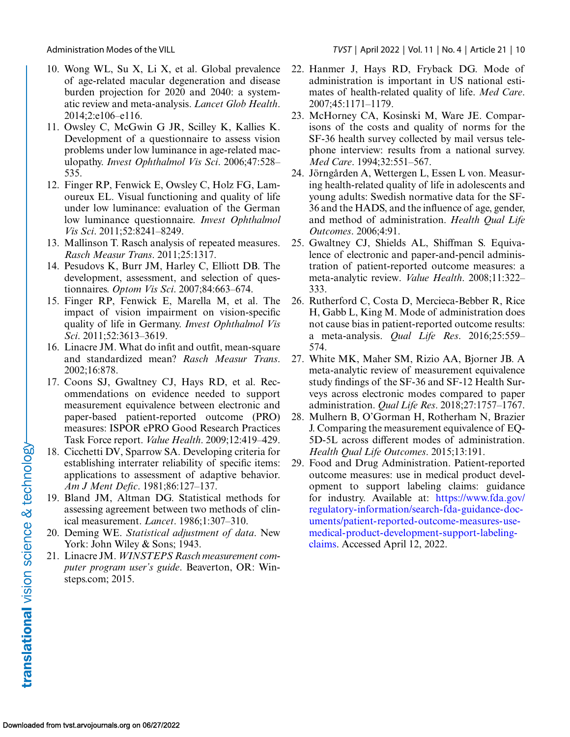10. Wong WL, Su X, Li X, et al. Global prevalence of age-related macular degeneration and disease burden projection for 2020 and 2040: a systematic review and meta-analysis. *Lancet Glob Health*. 2014;2:e106–e116.
11. Owsley C, McGwin G JR, Scilley K, Kallies K. Development of a questionnaire to assess vision problems under low luminance in age-related maculopathy. *Invest Ophthalmol Vis Sci*. 2006;47:528–535.
12. Finger RP, Fenwick E, Owsley C, Holz FG, Lamoureux EL. Visual functioning and quality of life under low luminance: evaluation of the German low luminance questionnaire. *Invest Ophthalmol Vis Sci*. 2011;52:8241–8249.
13. Mallinson T. Rasch analysis of repeated measures. *Rasch Measur Trans*. 2011;25:1317.
14. Pesudovs K, Burr JM, Harley C, Elliott DB. The development, assessment, and selection of questionnaires. *Optom Vis Sci*. 2007;84:663–674.
15. Finger RP, Fenwick E, Marella M, et al. The impact of vision impairment on vision-specific quality of life in Germany. *Invest Ophthalmol Vis Sci*. 2011;52:3613–3619.
16. Linacre JM. What do infit and outfit, mean-square and standardized mean? *Rasch Measur Trans*. 2002;16:878.
17. Coons SJ, Gwaltney CJ, Hays RD, et al. Recommendations on evidence needed to support measurement equivalence between electronic and paper-based patient-reported outcome (PRO) measures: ISPOR ePRO Good Research Practices Task Force report. *Value Health*. 2009;12:419–429.
18. Cicchetti DV, Sparrow SA. Developing criteria for establishing interrater reliability of specific items: applications to assessment of adaptive behavior. *Am J Ment Defic*. 1981;86:127–137.
19. Bland JM, Altman DG. Statistical methods for assessing agreement between two methods of clinical measurement. *Lancet*. 1986;1:307–310.
20. Deming WE. *Statistical adjustment of data*. New York: John Wiley & Sons; 1943.
21. Linacre JM. *WINSTEPS Rasch measurement computer program user's guide*. Beaverton, OR: Winsteps.com; 2015.
22. Hanmer J, Hays RD, Fryback DG. Mode of administration is important in US national estimates of health-related quality of life. *Med Care*. 2007;45:1171–1179.
23. McHorney CA, Kosinski M, Ware JE. Comparisons of the costs and quality of norms for the SF-36 health survey collected by mail versus telephone interview: results from a national survey. *Med Care*. 1994;32:551–567.
24. Jörngården A, Wettergen L, Essen L von. Measuring health-related quality of life in adolescents and young adults: Swedish normative data for the SF-36 and the HADS, and the influence of age, gender, and method of administration. *Health Qual Life Outcomes*. 2006;4:91.
25. Gwaltney CJ, Shields AL, Shiffman S. Equivalence of electronic and paper-and-pencil administration of patient-reported outcome measures: a meta-analytic review. *Value Health*. 2008;11:322–333.
26. Rutherford C, Costa D, Mercieca-Bebber R, Rice H, Gabb L, King M. Mode of administration does not cause bias in patient-reported outcome results: a meta-analysis. *Qual Life Res*. 2016;25:559–574.
27. White MK, Maher SM, Rizio AA, Bjorner JB. A meta-analytic review of measurement equivalence study findings of the SF-36 and SF-12 Health Surveys across electronic modes compared to paper administration. *Qual Life Res*. 2018;27:1757–1767.
28. Mulhern B, O'Gorman H, Rotherham N, Brazier J. Comparing the measurement equivalence of EQ-5D-5L across different modes of administration. *Health Qual Life Outcomes*. 2015;13:191.
29. Food and Drug Administration. Patient-reported outcome measures: use in medical product development to support labeling claims: guidance for industry. Available at: https://www.fda.gov/regulatory-information/search-fda-guidance-documents/patient-reported-outcome-measures-use-medical-product-development-support-labeling-claims. Accessed April 12, 2022.